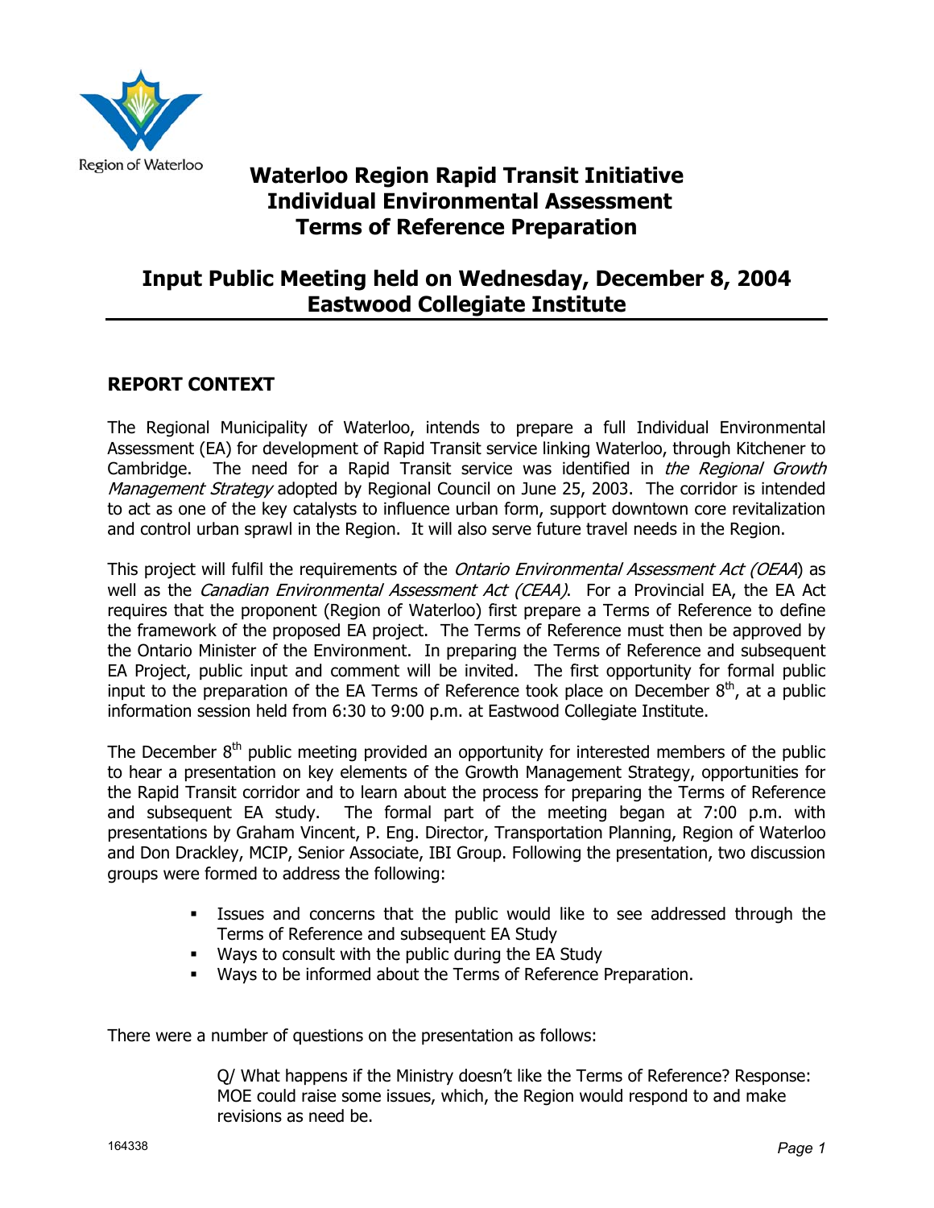Region of Waterloo

# Waterloo Region Rapid Transit Initiative
# Individual Environmental Assessment
# Terms of Reference Preparation

## Input Public Meeting held on Wednesday, December 8, 2004
## Eastwood Collegiate Institute

### REPORT CONTEXT

The Regional Municipality of Waterloo, intends to prepare a full Individual Environmental Assessment (EA) for development of Rapid Transit service linking Waterloo, through Kitchener to Cambridge. The need for a Rapid Transit service was identified in *the Regional Growth Management Strategy* adopted by Regional Council on June 25, 2003. The corridor is intended to act as one of the key catalysts to influence urban form, support downtown core revitalization and control urban sprawl in the Region. It will also serve future travel needs in the Region.

This project will fulfil the requirements of the *Ontario Environmental Assessment Act (OEAA*) as well as the *Canadian Environmental Assessment Act (CEAA)*. For a Provincial EA, the EA Act requires that the proponent (Region of Waterloo) first prepare a Terms of Reference to define the framework of the proposed EA project. The Terms of Reference must then be approved by the Ontario Minister of the Environment. In preparing the Terms of Reference and subsequent EA Project, public input and comment will be invited. The first opportunity for formal public input to the preparation of the EA Terms of Reference took place on December 8th, at a public information session held from 6:30 to 9:00 p.m. at Eastwood Collegiate Institute.

The December 8th public meeting provided an opportunity for interested members of the public to hear a presentation on key elements of the Growth Management Strategy, opportunities for the Rapid Transit corridor and to learn about the process for preparing the Terms of Reference and subsequent EA study. The formal part of the meeting began at 7:00 p.m. with presentations by Graham Vincent, P. Eng. Director, Transportation Planning, Region of Waterloo and Don Drackley, MCIP, Senior Associate, IBI Group. Following the presentation, two discussion groups were formed to address the following:

- Issues and concerns that the public would like to see addressed through the Terms of Reference and subsequent EA Study
- Ways to consult with the public during the EA Study
- Ways to be informed about the Terms of Reference Preparation.

There were a number of questions on the presentation as follows:

> Q/ What happens if the Ministry doesn't like the Terms of Reference? Response: MOE could raise some issues, which, the Region would respond to and make revisions as need be.

164338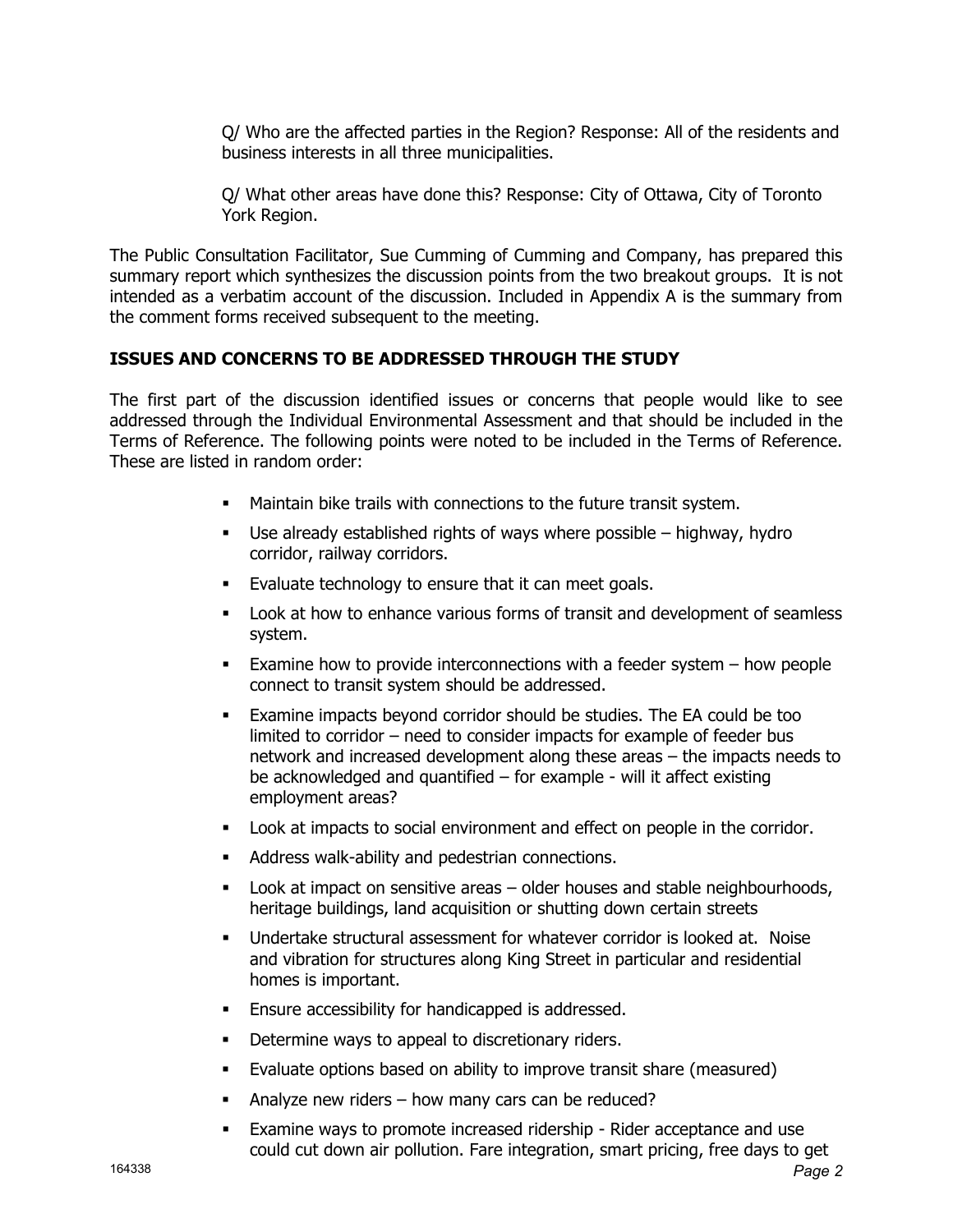Q/ Who are the affected parties in the Region? Response: All of the residents and business interests in all three municipalities.

Q/ What other areas have done this? Response: City of Ottawa, City of Toronto York Region.

The Public Consultation Facilitator, Sue Cumming of Cumming and Company, has prepared this summary report which synthesizes the discussion points from the two breakout groups. It is not intended as a verbatim account of the discussion. Included in Appendix A is the summary from the comment forms received subsequent to the meeting.

## ISSUES AND CONCERNS TO BE ADDRESSED THROUGH THE STUDY

The first part of the discussion identified issues or concerns that people would like to see addressed through the Individual Environmental Assessment and that should be included in the Terms of Reference. The following points were noted to be included in the Terms of Reference. These are listed in random order:

- Maintain bike trails with connections to the future transit system.
- Use already established rights of ways where possible – highway, hydro corridor, railway corridors.
- Evaluate technology to ensure that it can meet goals.
- Look at how to enhance various forms of transit and development of seamless system.
- Examine how to provide interconnections with a feeder system – how people connect to transit system should be addressed.
- Examine impacts beyond corridor should be studies. The EA could be too limited to corridor – need to consider impacts for example of feeder bus network and increased development along these areas – the impacts needs to be acknowledged and quantified – for example - will it affect existing employment areas?
- Look at impacts to social environment and effect on people in the corridor.
- Address walk-ability and pedestrian connections.
- Look at impact on sensitive areas – older houses and stable neighbourhoods, heritage buildings, land acquisition or shutting down certain streets
- Undertake structural assessment for whatever corridor is looked at. Noise and vibration for structures along King Street in particular and residential homes is important.
- Ensure accessibility for handicapped is addressed.
- Determine ways to appeal to discretionary riders.
- Evaluate options based on ability to improve transit share (measured)
- Analyze new riders – how many cars can be reduced?
- Examine ways to promote increased ridership - Rider acceptance and use could cut down air pollution. Fare integration, smart pricing, free days to get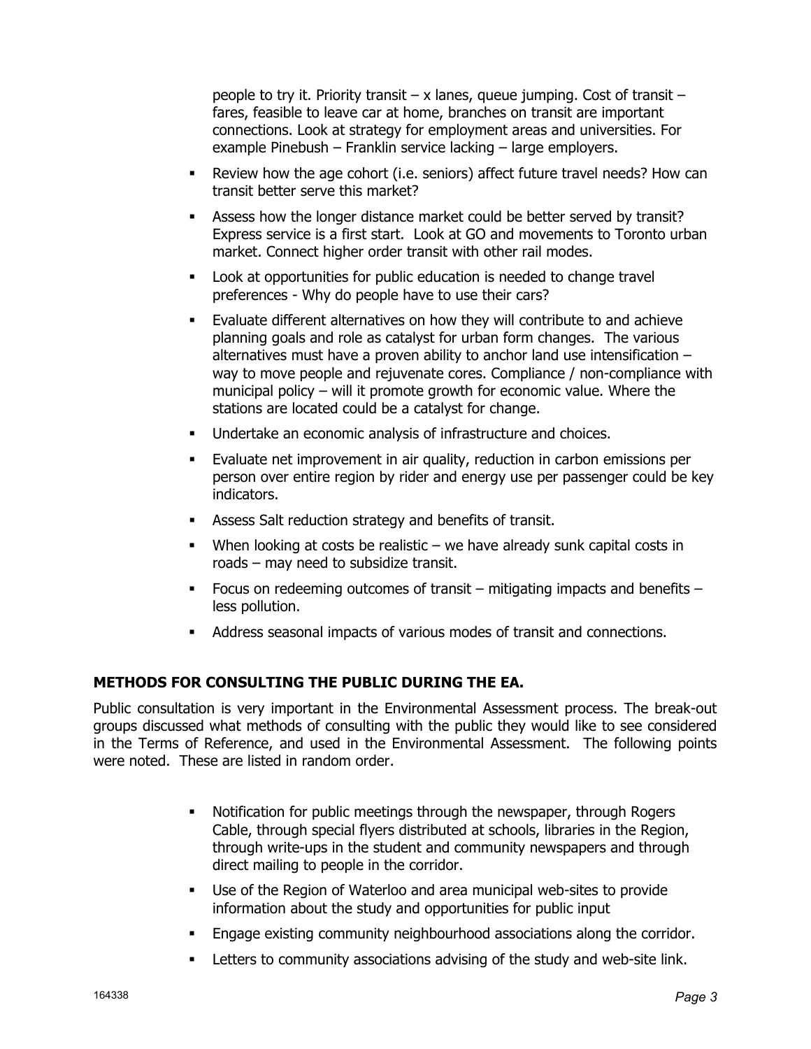people to try it. Priority transit – x lanes, queue jumping. Cost of transit – fares, feasible to leave car at home, branches on transit are important connections. Look at strategy for employment areas and universities. For example Pinebush – Franklin service lacking – large employers.

- Review how the age cohort (i.e. seniors) affect future travel needs? How can transit better serve this market?
- Assess how the longer distance market could be better served by transit? Express service is a first start. Look at GO and movements to Toronto urban market. Connect higher order transit with other rail modes.
- Look at opportunities for public education is needed to change travel preferences - Why do people have to use their cars?
- Evaluate different alternatives on how they will contribute to and achieve planning goals and role as catalyst for urban form changes. The various alternatives must have a proven ability to anchor land use intensification – way to move people and rejuvenate cores. Compliance / non-compliance with municipal policy – will it promote growth for economic value. Where the stations are located could be a catalyst for change.
- Undertake an economic analysis of infrastructure and choices.
- Evaluate net improvement in air quality, reduction in carbon emissions per person over entire region by rider and energy use per passenger could be key indicators.
- Assess Salt reduction strategy and benefits of transit.
- When looking at costs be realistic – we have already sunk capital costs in roads – may need to subsidize transit.
- Focus on redeeming outcomes of transit – mitigating impacts and benefits – less pollution.
- Address seasonal impacts of various modes of transit and connections.

## METHODS FOR CONSULTING THE PUBLIC DURING THE EA.

Public consultation is very important in the Environmental Assessment process. The break-out groups discussed what methods of consulting with the public they would like to see considered in the Terms of Reference, and used in the Environmental Assessment. The following points were noted. These are listed in random order.

- Notification for public meetings through the newspaper, through Rogers Cable, through special flyers distributed at schools, libraries in the Region, through write-ups in the student and community newspapers and through direct mailing to people in the corridor.
- Use of the Region of Waterloo and area municipal web-sites to provide information about the study and opportunities for public input
- Engage existing community neighbourhood associations along the corridor.
- Letters to community associations advising of the study and web-site link.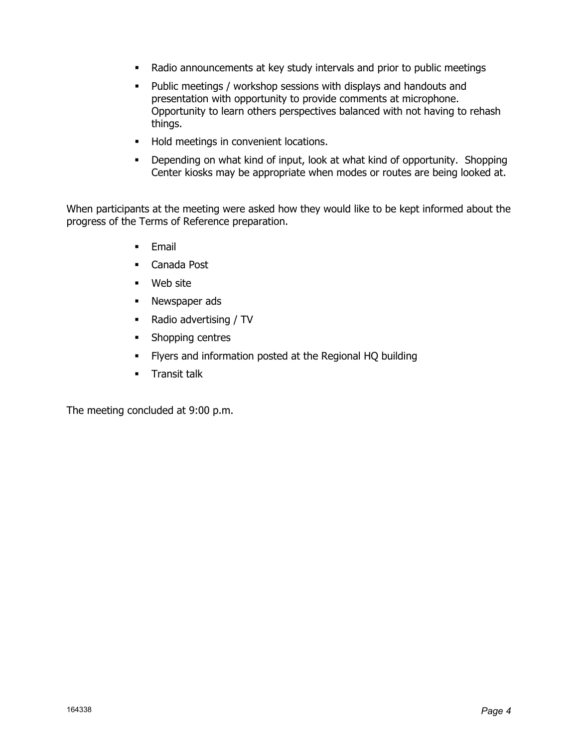- Radio announcements at key study intervals and prior to public meetings
- Public meetings / workshop sessions with displays and handouts and presentation with opportunity to provide comments at microphone. Opportunity to learn others perspectives balanced with not having to rehash things.
- Hold meetings in convenient locations.
- Depending on what kind of input, look at what kind of opportunity. Shopping Center kiosks may be appropriate when modes or routes are being looked at.

When participants at the meeting were asked how they would like to be kept informed about the progress of the Terms of Reference preparation.

- Email
- Canada Post
- Web site
- Newspaper ads
- Radio advertising / TV
- Shopping centres
- Flyers and information posted at the Regional HQ building
- Transit talk

The meeting concluded at 9:00 p.m.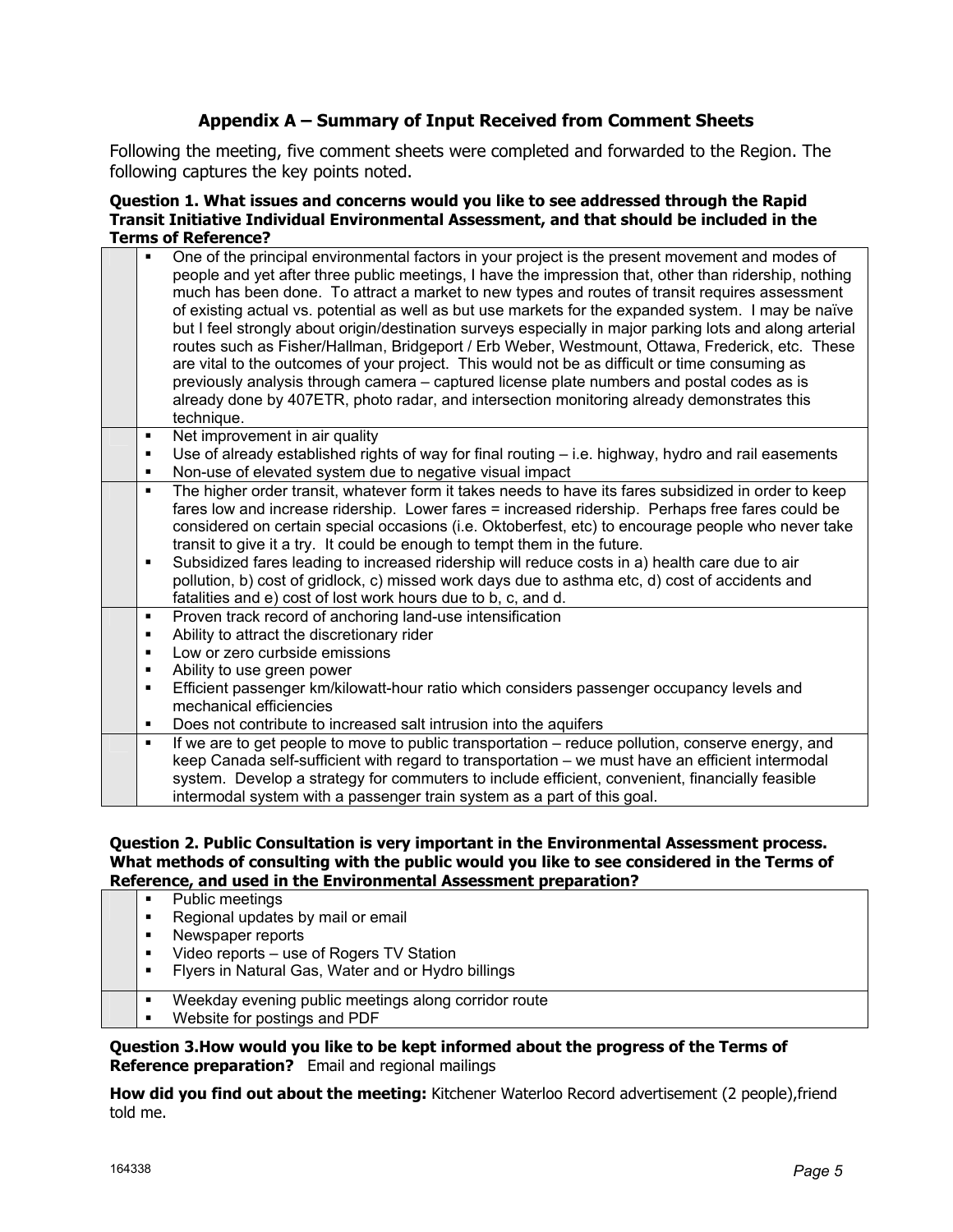## Appendix A – Summary of Input Received from Comment Sheets

Following the meeting, five comment sheets were completed and forwarded to the Region. The following captures the key points noted.

**Question 1. What issues and concerns would you like to see addressed through the Rapid Transit Initiative Individual Environmental Assessment, and that should be included in the Terms of Reference?**

| | |
|---|---|
| | ▪ One of the principal environmental factors in your project is the present movement and modes of people and yet after three public meetings, I have the impression that, other than ridership, nothing much has been done. To attract a market to new types and routes of transit requires assessment of existing actual vs. potential as well as but use markets for the expanded system. I may be naïve but I feel strongly about origin/destination surveys especially in major parking lots and along arterial routes such as Fisher/Hallman, Bridgeport / Erb Weber, Westmount, Ottawa, Frederick, etc. These are vital to the outcomes of your project. This would not be as difficult or time consuming as previously analysis through camera – captured license plate numbers and postal codes as is already done by 407ETR, photo radar, and intersection monitoring already demonstrates this technique. |
| | ▪ Net improvement in air quality<br>▪ Use of already established rights of way for final routing – i.e. highway, hydro and rail easements<br>▪ Non-use of elevated system due to negative visual impact |
| | ▪ The higher order transit, whatever form it takes needs to have its fares subsidized in order to keep fares low and increase ridership. Lower fares = increased ridership. Perhaps free fares could be considered on certain special occasions (i.e. Oktoberfest, etc) to encourage people who never take transit to give it a try. It could be enough to tempt them in the future.<br>▪ Subsidized fares leading to increased ridership will reduce costs in a) health care due to air pollution, b) cost of gridlock, c) missed work days due to asthma etc, d) cost of accidents and fatalities and e) cost of lost work hours due to b, c, and d. |
| | ▪ Proven track record of anchoring land-use intensification<br>▪ Ability to attract the discretionary rider<br>▪ Low or zero curbside emissions<br>▪ Ability to use green power<br>▪ Efficient passenger km/kilowatt-hour ratio which considers passenger occupancy levels and mechanical efficiencies<br>▪ Does not contribute to increased salt intrusion into the aquifers |
| | ▪ If we are to get people to move to public transportation – reduce pollution, conserve energy, and keep Canada self-sufficient with regard to transportation – we must have an efficient intermodal system. Develop a strategy for commuters to include efficient, convenient, financially feasible intermodal system with a passenger train system as a part of this goal. |

**Question 2. Public Consultation is very important in the Environmental Assessment process. What methods of consulting with the public would you like to see considered in the Terms of Reference, and used in the Environmental Assessment preparation?**

| | |
|---|---|
| | ▪ Public meetings<br>▪ Regional updates by mail or email<br>▪ Newspaper reports<br>▪ Video reports – use of Rogers TV Station<br>▪ Flyers in Natural Gas, Water and or Hydro billings |
| | ▪ Weekday evening public meetings along corridor route<br>▪ Website for postings and PDF |

**Question 3.How would you like to be kept informed about the progress of the Terms of Reference preparation?** Email and regional mailings

**How did you find out about the meeting:** Kitchener Waterloo Record advertisement (2 people),friend told me.